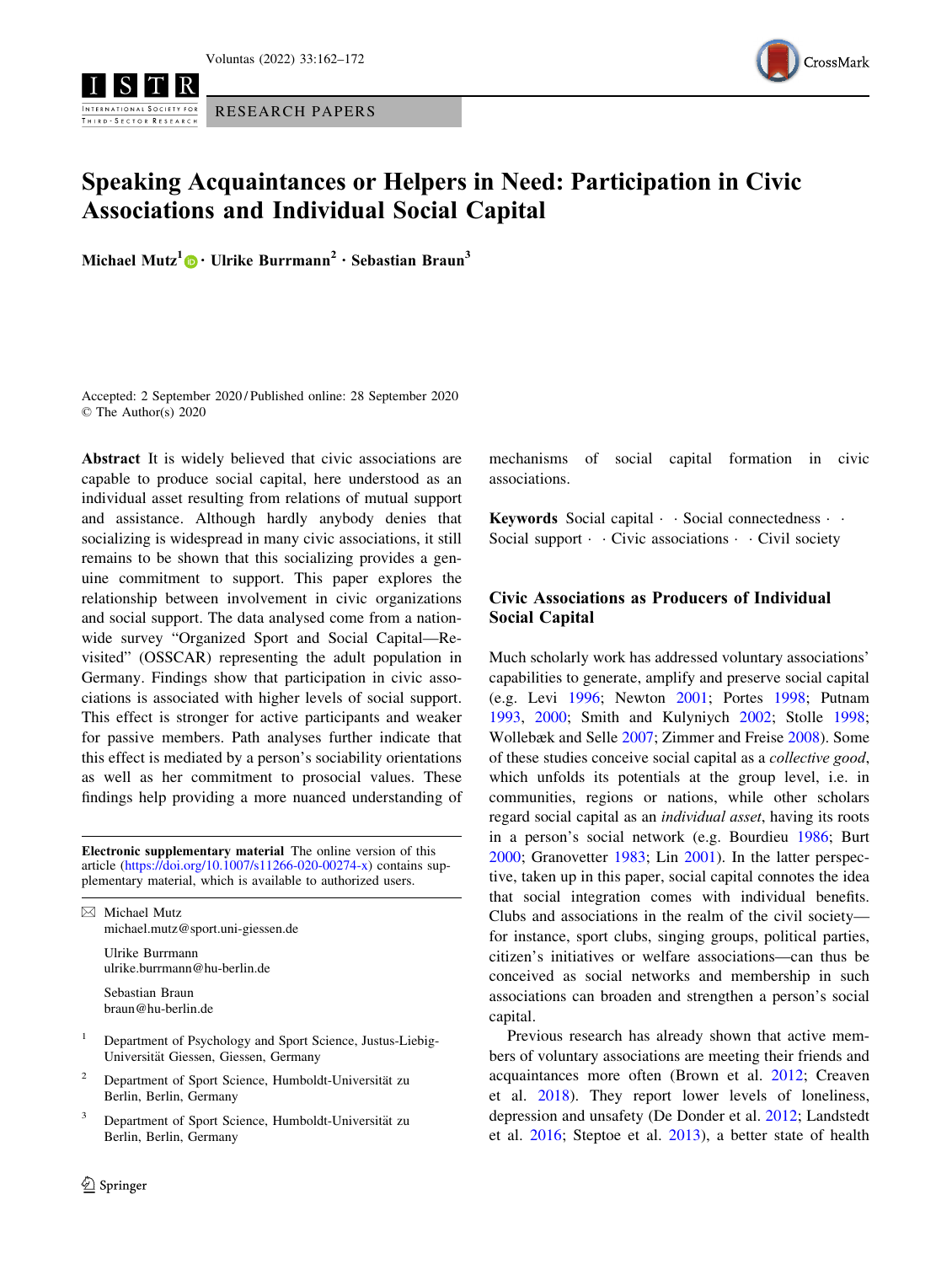RESEARCH PAPERS

# Speaking Acquaintances or Helpers in Need: Participation in Civic Associations and Individual Social Capital

**Michael Mutz**[1] · **Ulrike Burrmann**[2] · **Sebastian Braun**[3]

Accepted: 2 September 2020 / Published online: 28 September 2020
© The Author(s) 2020

**Abstract** It is widely believed that civic associations are capable to produce social capital, here understood as an individual asset resulting from relations of mutual support and assistance. Although hardly anybody denies that socializing is widespread in many civic associations, it still remains to be shown that this socializing provides a genuine commitment to support. This paper explores the relationship between involvement in civic organizations and social support. The data analysed come from a nationwide survey "Organized Sport and Social Capital—Revisited" (OSSCAR) representing the adult population in Germany. Findings show that participation in civic associations is associated with higher levels of social support. This effect is stronger for active participants and weaker for passive members. Path analyses further indicate that this effect is mediated by a person's sociability orientations as well as her commitment to prosocial values. These findings help providing a more nuanced understanding of mechanisms of social capital formation in civic associations.

**Keywords** Social capital · · Social connectedness · · Social support · · Civic associations · · Civil society

**Electronic supplementary material** The online version of this article (https://doi.org/10.1007/s11266-020-00274-x) contains supplementary material, which is available to authorized users.

✉ Michael Mutz
michael.mutz@sport.uni-giessen.de

Ulrike Burrmann
ulrike.burrmann@hu-berlin.de

Sebastian Braun
braun@hu-berlin.de

[1] Department of Psychology and Sport Science, Justus-Liebig-Universität Giessen, Giessen, Germany

[2] Department of Sport Science, Humboldt-Universität zu Berlin, Berlin, Germany

[3] Department of Sport Science, Humboldt-Universität zu Berlin, Berlin, Germany

## Civic Associations as Producers of Individual Social Capital

Much scholarly work has addressed voluntary associations' capabilities to generate, amplify and preserve social capital (e.g. Levi 1996; Newton 2001; Portes 1998; Putnam 1993, 2000; Smith and Kulynych 2002; Stolle 1998; Wollebæk and Selle 2007; Zimmer and Freise 2008). Some of these studies conceive social capital as a *collective good*, which unfolds its potentials at the group level, i.e. in communities, regions or nations, while other scholars regard social capital as an *individual asset*, having its roots in a person's social network (e.g. Bourdieu 1986; Burt 2000; Granovetter 1983; Lin 2001). In the latter perspective, taken up in this paper, social capital connotes the idea that social integration comes with individual benefits. Clubs and associations in the realm of the civil society—for instance, sport clubs, singing groups, political parties, citizen's initiatives or welfare associations—can thus be conceived as social networks and membership in such associations can broaden and strengthen a person's social capital.

Previous research has already shown that active members of voluntary associations are meeting their friends and acquaintances more often (Brown et al. 2012; Creaven et al. 2018). They report lower levels of loneliness, depression and unsafety (De Donder et al. 2012; Landstedt et al. 2016; Steptoe et al. 2013), a better state of health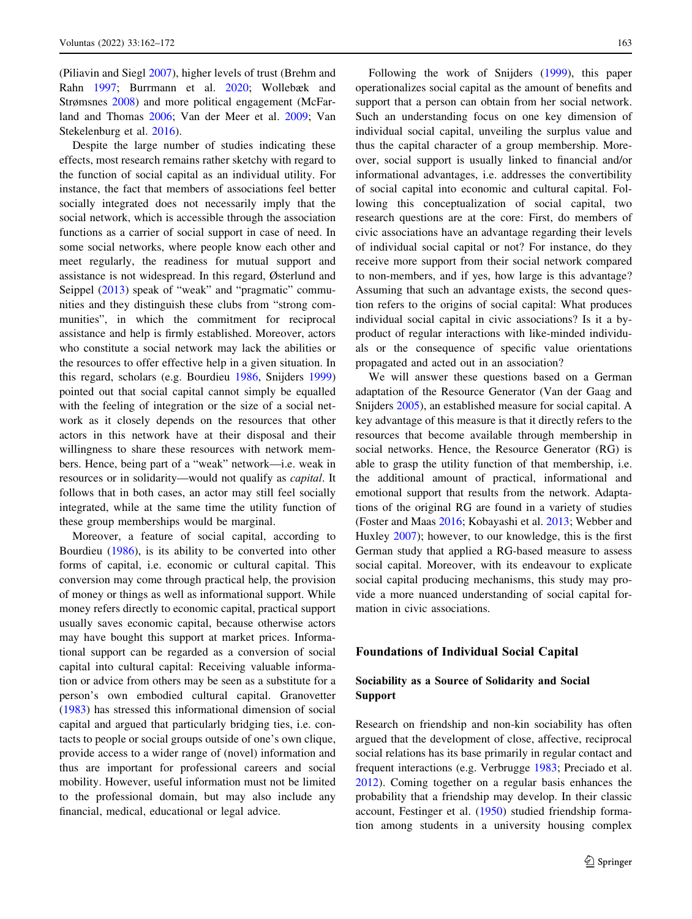(Piliavin and Siegl 2007), higher levels of trust (Brehm and Rahn 1997; Burrmann et al. 2020; Wollebæk and Strømsnes 2008) and more political engagement (McFarland and Thomas 2006; Van der Meer et al. 2009; Van Stekelenburg et al. 2016).

Despite the large number of studies indicating these effects, most research remains rather sketchy with regard to the function of social capital as an individual utility. For instance, the fact that members of associations feel better socially integrated does not necessarily imply that the social network, which is accessible through the association functions as a carrier of social support in case of need. In some social networks, where people know each other and meet regularly, the readiness for mutual support and assistance is not widespread. In this regard, Østerlund and Seippel (2013) speak of "weak" and "pragmatic" communities and they distinguish these clubs from "strong communities", in which the commitment for reciprocal assistance and help is firmly established. Moreover, actors who constitute a social network may lack the abilities or the resources to offer effective help in a given situation. In this regard, scholars (e.g. Bourdieu 1986, Snijders 1999) pointed out that social capital cannot simply be equalled with the feeling of integration or the size of a social network as it closely depends on the resources that other actors in this network have at their disposal and their willingness to share these resources with network members. Hence, being part of a "weak" network—i.e. weak in resources or in solidarity—would not qualify as *capital*. It follows that in both cases, an actor may still feel socially integrated, while at the same time the utility function of these group memberships would be marginal.

Moreover, a feature of social capital, according to Bourdieu (1986), is its ability to be converted into other forms of capital, i.e. economic or cultural capital. This conversion may come through practical help, the provision of money or things as well as informational support. While money refers directly to economic capital, practical support usually saves economic capital, because otherwise actors may have bought this support at market prices. Informational support can be regarded as a conversion of social capital into cultural capital: Receiving valuable information or advice from others may be seen as a substitute for a person's own embodied cultural capital. Granovetter (1983) has stressed this informational dimension of social capital and argued that particularly bridging ties, i.e. contacts to people or social groups outside of one's own clique, provide access to a wider range of (novel) information and thus are important for professional careers and social mobility. However, useful information must not be limited to the professional domain, but may also include any financial, medical, educational or legal advice.

Following the work of Snijders (1999), this paper operationalizes social capital as the amount of benefits and support that a person can obtain from her social network. Such an understanding focus on one key dimension of individual social capital, unveiling the surplus value and thus the capital character of a group membership. Moreover, social support is usually linked to financial and/or informational advantages, i.e. addresses the convertibility of social capital into economic and cultural capital. Following this conceptualization of social capital, two research questions are at the core: First, do members of civic associations have an advantage regarding their levels of individual social capital or not? For instance, do they receive more support from their social network compared to non-members, and if yes, how large is this advantage? Assuming that such an advantage exists, the second question refers to the origins of social capital: What produces individual social capital in civic associations? Is it a by-product of regular interactions with like-minded individuals or the consequence of specific value orientations propagated and acted out in an association?

We will answer these questions based on a German adaptation of the Resource Generator (Van der Gaag and Snijders 2005), an established measure for social capital. A key advantage of this measure is that it directly refers to the resources that become available through membership in social networks. Hence, the Resource Generator (RG) is able to grasp the utility function of that membership, i.e. the additional amount of practical, informational and emotional support that results from the network. Adaptations of the original RG are found in a variety of studies (Foster and Maas 2016; Kobayashi et al. 2013; Webber and Huxley 2007); however, to our knowledge, this is the first German study that applied a RG-based measure to assess social capital. Moreover, with its endeavour to explicate social capital producing mechanisms, this study may provide a more nuanced understanding of social capital formation in civic associations.

## Foundations of Individual Social Capital

### Sociability as a Source of Solidarity and Social Support

Research on friendship and non-kin sociability has often argued that the development of close, affective, reciprocal social relations has its base primarily in regular contact and frequent interactions (e.g. Verbrugge 1983; Preciado et al. 2012). Coming together on a regular basis enhances the probability that a friendship may develop. In their classic account, Festinger et al. (1950) studied friendship formation among students in a university housing complex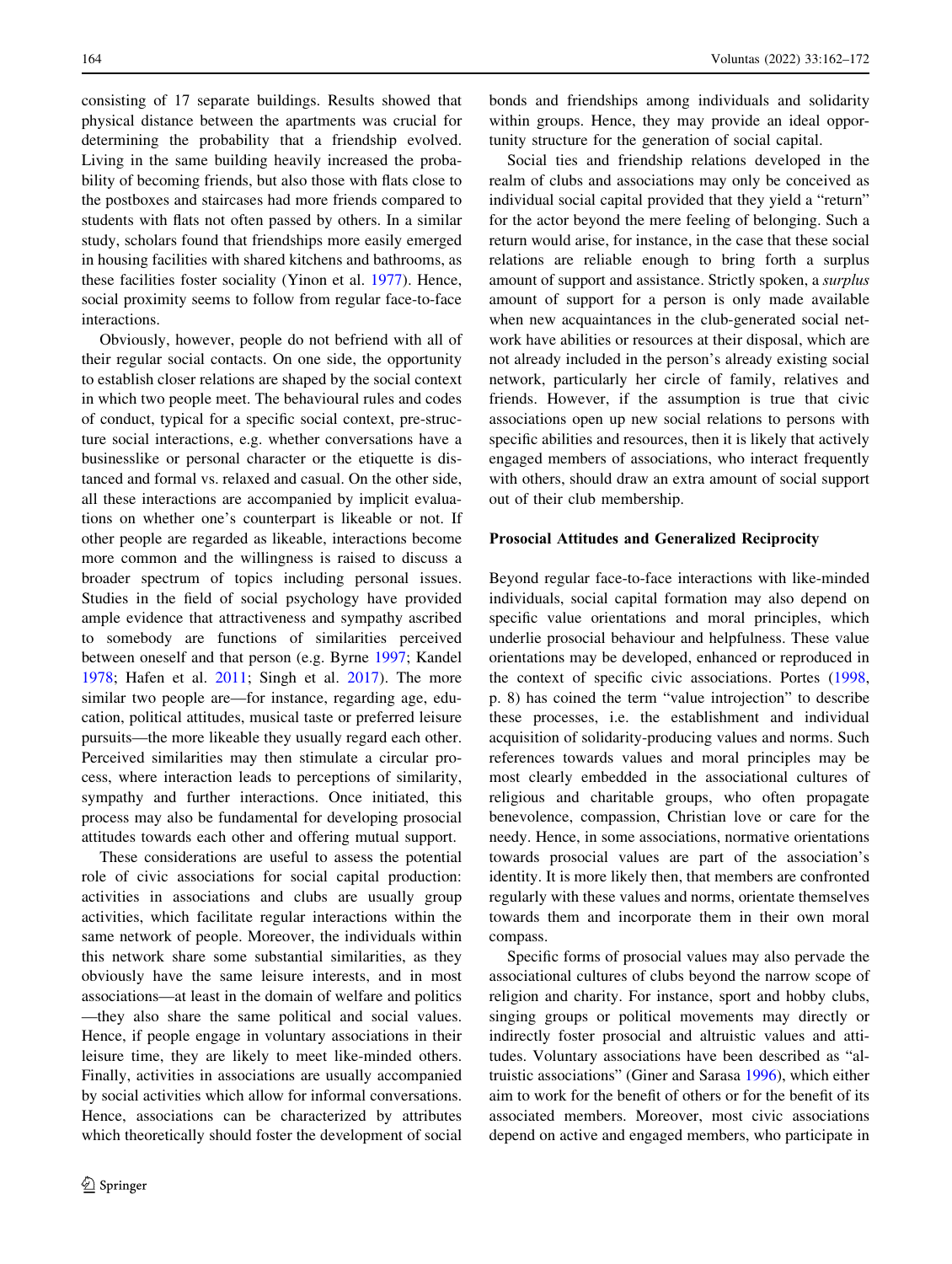consisting of 17 separate buildings. Results showed that physical distance between the apartments was crucial for determining the probability that a friendship evolved. Living in the same building heavily increased the probability of becoming friends, but also those with flats close to the postboxes and staircases had more friends compared to students with flats not often passed by others. In a similar study, scholars found that friendships more easily emerged in housing facilities with shared kitchens and bathrooms, as these facilities foster sociality (Yinon et al. 1977). Hence, social proximity seems to follow from regular face-to-face interactions.

Obviously, however, people do not befriend with all of their regular social contacts. On one side, the opportunity to establish closer relations are shaped by the social context in which two people meet. The behavioural rules and codes of conduct, typical for a specific social context, pre-structure social interactions, e.g. whether conversations have a businesslike or personal character or the etiquette is distanced and formal vs. relaxed and casual. On the other side, all these interactions are accompanied by implicit evaluations on whether one's counterpart is likeable or not. If other people are regarded as likeable, interactions become more common and the willingness is raised to discuss a broader spectrum of topics including personal issues. Studies in the field of social psychology have provided ample evidence that attractiveness and sympathy ascribed to somebody are functions of similarities perceived between oneself and that person (e.g. Byrne 1997; Kandel 1978; Hafen et al. 2011; Singh et al. 2017). The more similar two people are—for instance, regarding age, education, political attitudes, musical taste or preferred leisure pursuits—the more likeable they usually regard each other. Perceived similarities may then stimulate a circular process, where interaction leads to perceptions of similarity, sympathy and further interactions. Once initiated, this process may also be fundamental for developing prosocial attitudes towards each other and offering mutual support.

These considerations are useful to assess the potential role of civic associations for social capital production: activities in associations and clubs are usually group activities, which facilitate regular interactions within the same network of people. Moreover, the individuals within this network share some substantial similarities, as they obviously have the same leisure interests, and in most associations—at least in the domain of welfare and politics—they also share the same political and social values. Hence, if people engage in voluntary associations in their leisure time, they are likely to meet like-minded others. Finally, activities in associations are usually accompanied by social activities which allow for informal conversations. Hence, associations can be characterized by attributes which theoretically should foster the development of social bonds and friendships among individuals and solidarity within groups. Hence, they may provide an ideal opportunity structure for the generation of social capital.

Social ties and friendship relations developed in the realm of clubs and associations may only be conceived as individual social capital provided that they yield a "return" for the actor beyond the mere feeling of belonging. Such a return would arise, for instance, in the case that these social relations are reliable enough to bring forth a surplus amount of support and assistance. Strictly spoken, a *surplus* amount of support for a person is only made available when new acquaintances in the club-generated social network have abilities or resources at their disposal, which are not already included in the person's already existing social network, particularly her circle of family, relatives and friends. However, if the assumption is true that civic associations open up new social relations to persons with specific abilities and resources, then it is likely that actively engaged members of associations, who interact frequently with others, should draw an extra amount of social support out of their club membership.

### Prosocial Attitudes and Generalized Reciprocity

Beyond regular face-to-face interactions with like-minded individuals, social capital formation may also depend on specific value orientations and moral principles, which underlie prosocial behaviour and helpfulness. These value orientations may be developed, enhanced or reproduced in the context of specific civic associations. Portes (1998, p. 8) has coined the term "value introjection" to describe these processes, i.e. the establishment and individual acquisition of solidarity-producing values and norms. Such references towards values and moral principles may be most clearly embedded in the associational cultures of religious and charitable groups, who often propagate benevolence, compassion, Christian love or care for the needy. Hence, in some associations, normative orientations towards prosocial values are part of the association's identity. It is more likely then, that members are confronted regularly with these values and norms, orientate themselves towards them and incorporate them in their own moral compass.

Specific forms of prosocial values may also pervade the associational cultures of clubs beyond the narrow scope of religion and charity. For instance, sport and hobby clubs, singing groups or political movements may directly or indirectly foster prosocial and altruistic values and attitudes. Voluntary associations have been described as "altruistic associations" (Giner and Sarasa 1996), which either aim to work for the benefit of others or for the benefit of its associated members. Moreover, most civic associations depend on active and engaged members, who participate in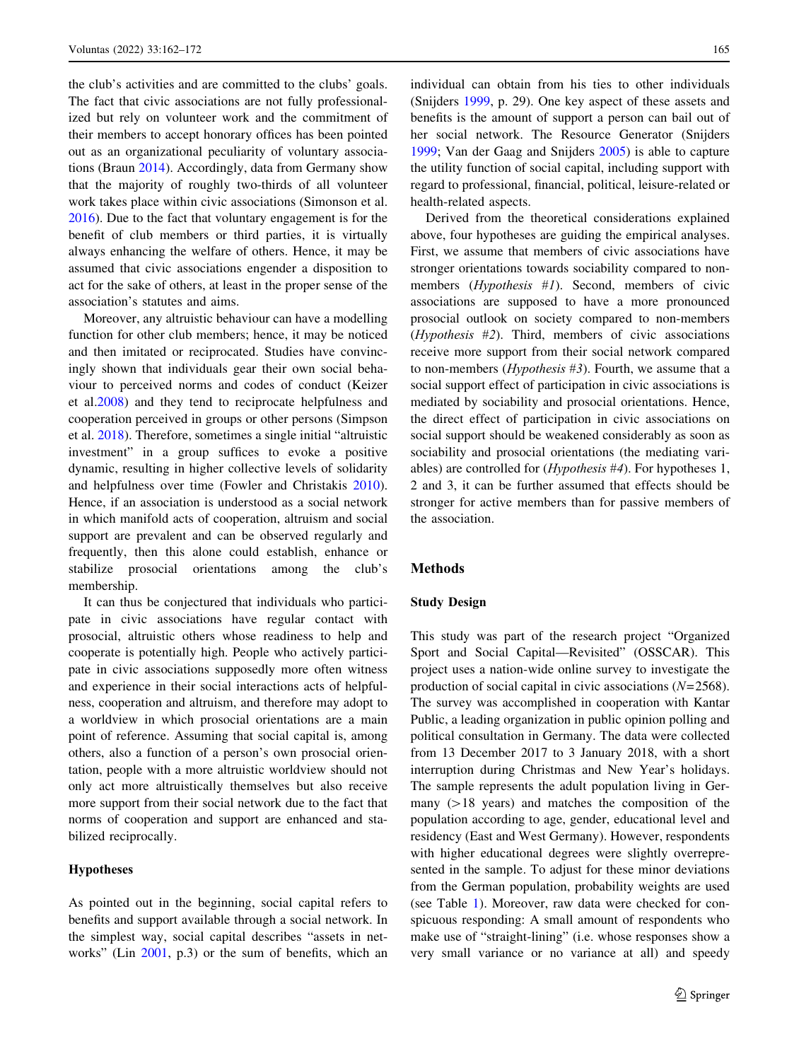the club's activities and are committed to the clubs' goals. The fact that civic associations are not fully professionalized but rely on volunteer work and the commitment of their members to accept honorary offices has been pointed out as an organizational peculiarity of voluntary associations (Braun 2014). Accordingly, data from Germany show that the majority of roughly two-thirds of all volunteer work takes place within civic associations (Simonson et al. 2016). Due to the fact that voluntary engagement is for the benefit of club members or third parties, it is virtually always enhancing the welfare of others. Hence, it may be assumed that civic associations engender a disposition to act for the sake of others, at least in the proper sense of the association's statutes and aims.

Moreover, any altruistic behaviour can have a modelling function for other club members; hence, it may be noticed and then imitated or reciprocated. Studies have convincingly shown that individuals gear their own social behaviour to perceived norms and codes of conduct (Keizer et al.2008) and they tend to reciprocate helpfulness and cooperation perceived in groups or other persons (Simpson et al. 2018). Therefore, sometimes a single initial "altruistic investment" in a group suffices to evoke a positive dynamic, resulting in higher collective levels of solidarity and helpfulness over time (Fowler and Christakis 2010). Hence, if an association is understood as a social network in which manifold acts of cooperation, altruism and social support are prevalent and can be observed regularly and frequently, then this alone could establish, enhance or stabilize prosocial orientations among the club's membership.

It can thus be conjectured that individuals who participate in civic associations have regular contact with prosocial, altruistic others whose readiness to help and cooperate is potentially high. People who actively participate in civic associations supposedly more often witness and experience in their social interactions acts of helpfulness, cooperation and altruism, and therefore may adopt to a worldview in which prosocial orientations are a main point of reference. Assuming that social capital is, among others, also a function of a person's own prosocial orientation, people with a more altruistic worldview should not only act more altruistically themselves but also receive more support from their social network due to the fact that norms of cooperation and support are enhanced and stabilized reciprocally.

### Hypotheses

As pointed out in the beginning, social capital refers to benefits and support available through a social network. In the simplest way, social capital describes "assets in networks" (Lin 2001, p.3) or the sum of benefits, which an individual can obtain from his ties to other individuals (Snijders 1999, p. 29). One key aspect of these assets and benefits is the amount of support a person can bail out of her social network. The Resource Generator (Snijders 1999; Van der Gaag and Snijders 2005) is able to capture the utility function of social capital, including support with regard to professional, financial, political, leisure-related or health-related aspects.

Derived from the theoretical considerations explained above, four hypotheses are guiding the empirical analyses. First, we assume that members of civic associations have stronger orientations towards sociability compared to non-members (*Hypothesis #1*). Second, members of civic associations are supposed to have a more pronounced prosocial outlook on society compared to non-members (*Hypothesis #2*). Third, members of civic associations receive more support from their social network compared to non-members (*Hypothesis #3*). Fourth, we assume that a social support effect of participation in civic associations is mediated by sociability and prosocial orientations. Hence, the direct effect of participation in civic associations on social support should be weakened considerably as soon as sociability and prosocial orientations (the mediating variables) are controlled for (*Hypothesis #4*). For hypotheses 1, 2 and 3, it can be further assumed that effects should be stronger for active members than for passive members of the association.

## Methods

### Study Design

This study was part of the research project "Organized Sport and Social Capital—Revisited" (OSSCAR). This project uses a nation-wide online survey to investigate the production of social capital in civic associations ($N$=2568). The survey was accomplished in cooperation with Kantar Public, a leading organization in public opinion polling and political consultation in Germany. The data were collected from 13 December 2017 to 3 January 2018, with a short interruption during Christmas and New Year's holidays. The sample represents the adult population living in Germany (>18 years) and matches the composition of the population according to age, gender, educational level and residency (East and West Germany). However, respondents with higher educational degrees were slightly overrepresented in the sample. To adjust for these minor deviations from the German population, probability weights are used (see Table 1). Moreover, raw data were checked for conspicuous responding: A small amount of respondents who make use of "straight-lining" (i.e. whose responses show a very small variance or no variance at all) and speedy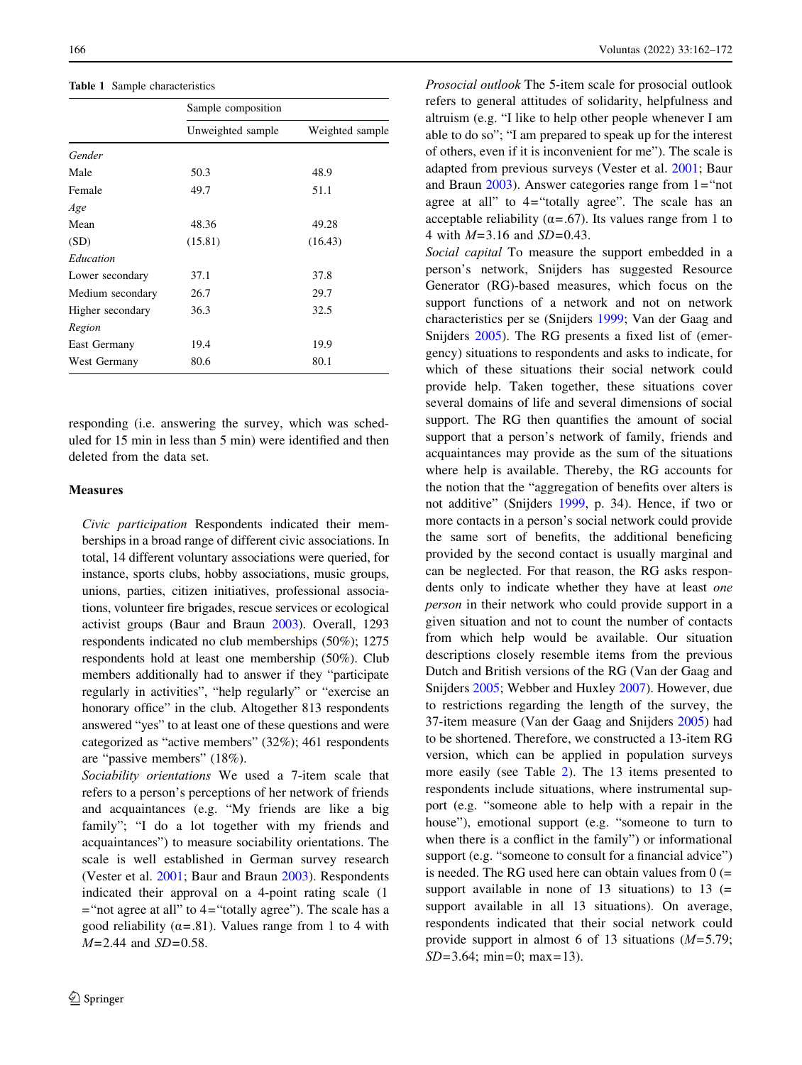Table 1 Sample characteristics

| | Sample composition | |
|---|---|---|
| | Unweighted sample | Weighted sample |
| *Gender* | | |
| Male | 50.3 | 48.9 |
| Female | 49.7 | 51.1 |
| *Age* | | |
| Mean | 48.36 | 49.28 |
| (SD) | (15.81) | (16.43) |
| *Education* | | |
| Lower secondary | 37.1 | 37.8 |
| Medium secondary | 26.7 | 29.7 |
| Higher secondary | 36.3 | 32.5 |
| *Region* | | |
| East Germany | 19.4 | 19.9 |
| West Germany | 80.6 | 80.1 |

responding (i.e. answering the survey, which was scheduled for 15 min in less than 5 min) were identified and then deleted from the data set.

### Measures

*Civic participation* Respondents indicated their memberships in a broad range of different civic associations. In total, 14 different voluntary associations were queried, for instance, sports clubs, hobby associations, music groups, unions, parties, citizen initiatives, professional associations, volunteer fire brigades, rescue services or ecological activist groups (Baur and Braun 2003). Overall, 1293 respondents indicated no club memberships (50%); 1275 respondents hold at least one membership (50%). Club members additionally had to answer if they "participate regularly in activities", "help regularly" or "exercise an honorary office" in the club. Altogether 813 respondents answered "yes" to at least one of these questions and were categorized as "active members" (32%); 461 respondents are "passive members" (18%).

*Sociability orientations* We used a 7-item scale that refers to a person's perceptions of her network of friends and acquaintances (e.g. "My friends are like a big family"; "I do a lot together with my friends and acquaintances") to measure sociability orientations. The scale is well established in German survey research (Vester et al. 2001; Baur and Braun 2003). Respondents indicated their approval on a 4-point rating scale (1 ="not agree at all" to 4="totally agree"). The scale has a good reliability ($\alpha$=.81). Values range from 1 to 4 with $M$=2.44 and $SD$=0.58.

*Prosocial outlook* The 5-item scale for prosocial outlook refers to general attitudes of solidarity, helpfulness and altruism (e.g. "I like to help other people whenever I am able to do so"; "I am prepared to speak up for the interest of others, even if it is inconvenient for me"). The scale is adapted from previous surveys (Vester et al. 2001; Baur and Braun 2003). Answer categories range from 1="not agree at all" to 4="totally agree". The scale has an acceptable reliability ($\alpha$=.67). Its values range from 1 to 4 with $M$=3.16 and $SD$=0.43.

*Social capital* To measure the support embedded in a person's network, Snijders has suggested Resource Generator (RG)-based measures, which focus on the support functions of a network and not on network characteristics per se (Snijders 1999; Van der Gaag and Snijders 2005). The RG presents a fixed list of (emergency) situations to respondents and asks to indicate, for which of these situations their social network could provide help. Taken together, these situations cover several domains of life and several dimensions of social support. The RG then quantifies the amount of social support that a person's network of family, friends and acquaintances may provide as the sum of the situations where help is available. Thereby, the RG accounts for the notion that the "aggregation of benefits over alters is not additive" (Snijders 1999, p. 34). Hence, if two or more contacts in a person's social network could provide the same sort of benefits, the additional beneficing provided by the second contact is usually marginal and can be neglected. For that reason, the RG asks respondents only to indicate whether they have at least *one person* in their network who could provide support in a given situation and not to count the number of contacts from which help would be available. Our situation descriptions closely resemble items from the previous Dutch and British versions of the RG (Van der Gaag and Snijders 2005; Webber and Huxley 2007). However, due to restrictions regarding the length of the survey, the 37-item measure (Van der Gaag and Snijders 2005) had to be shortened. Therefore, we constructed a 13-item RG version, which can be applied in population surveys more easily (see Table 2). The 13 items presented to respondents include situations, where instrumental support (e.g. "someone able to help with a repair in the house"), emotional support (e.g. "someone to turn to when there is a conflict in the family") or informational support (e.g. "someone to consult for a financial advice") is needed. The RG used here can obtain values from 0 (= support available in none of 13 situations) to 13 (= support available in all 13 situations). On average, respondents indicated that their social network could provide support in almost 6 of 13 situations ($M$=5.79; $SD$=3.64; min=0; max=13).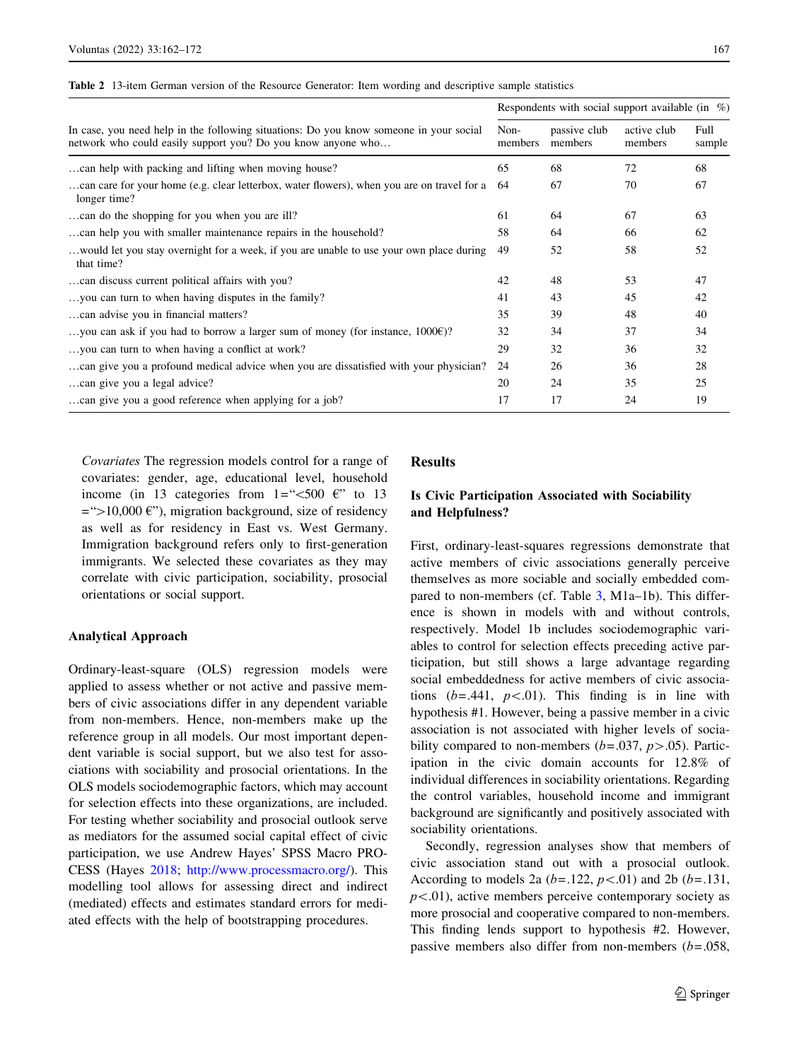**Table 2** 13-item German version of the Resource Generator: Item wording and descriptive sample statistics

| In case, you need help in the following situations: Do you know someone in your social network who could easily support you? Do you know anyone who… | Respondents with social support available (in %) | | | |
|---|---|---|---|---|
| | Non-members | passive club members | active club members | Full sample |
| …can help with packing and lifting when moving house? | 65 | 68 | 72 | 68 |
| …can care for your home (e.g. clear letterbox, water flowers), when you are on travel for a longer time? | 64 | 67 | 70 | 67 |
| …can do the shopping for you when you are ill? | 61 | 64 | 67 | 63 |
| …can help you with smaller maintenance repairs in the household? | 58 | 64 | 66 | 62 |
| …would let you stay overnight for a week, if you are unable to use your own place during that time? | 49 | 52 | 58 | 52 |
| …can discuss current political affairs with you? | 42 | 48 | 53 | 47 |
| …you can turn to when having disputes in the family? | 41 | 43 | 45 | 42 |
| …can advise you in financial matters? | 35 | 39 | 48 | 40 |
| …you can ask if you had to borrow a larger sum of money (for instance, 1000€)? | 32 | 34 | 37 | 34 |
| …you can turn to when having a conflict at work? | 29 | 32 | 36 | 32 |
| …can give you a profound medical advice when you are dissatisfied with your physician? | 24 | 26 | 36 | 28 |
| …can give you a legal advice? | 20 | 24 | 35 | 25 |
| …can give you a good reference when applying for a job? | 17 | 17 | 24 | 19 |

*Covariates* The regression models control for a range of covariates: gender, age, educational level, household income (in 13 categories from 1="<500 €" to 13 =">10,000 €"), migration background, size of residency as well as for residency in East vs. West Germany. Immigration background refers only to first-generation immigrants. We selected these covariates as they may correlate with civic participation, sociability, prosocial orientations or social support.

### Analytical Approach

Ordinary-least-square (OLS) regression models were applied to assess whether or not active and passive members of civic associations differ in any dependent variable from non-members. Hence, non-members make up the reference group in all models. Our most important dependent variable is social support, but we also test for associations with sociability and prosocial orientations. In the OLS models sociodemographic factors, which may account for selection effects into these organizations, are included. For testing whether sociability and prosocial outlook serve as mediators for the assumed social capital effect of civic participation, we use Andrew Hayes' SPSS Macro PROCESS (Hayes 2018; http://www.processmacro.org/). This modelling tool allows for assessing direct and indirect (mediated) effects and estimates standard errors for mediated effects with the help of bootstrapping procedures.

## Results

### Is Civic Participation Associated with Sociability and Helpfulness?

First, ordinary-least-squares regressions demonstrate that active members of civic associations generally perceive themselves as more sociable and socially embedded compared to non-members (cf. Table 3, M1a–1b). This difference is shown in models with and without controls, respectively. Model 1b includes sociodemographic variables to control for selection effects preceding active participation, but still shows a large advantage regarding social embeddedness for active members of civic associations ($b$=.441, $p$<.01). This finding is in line with hypothesis #1. However, being a passive member in a civic association is not associated with higher levels of sociability compared to non-members ($b$=.037, $p$>.05). Participation in the civic domain accounts for 12.8% of individual differences in sociability orientations. Regarding the control variables, household income and immigrant background are significantly and positively associated with sociability orientations.

Secondly, regression analyses show that members of civic association stand out with a prosocial outlook. According to models 2a ($b$=.122, $p$<.01) and 2b ($b$=.131, $p$<.01), active members perceive contemporary society as more prosocial and cooperative compared to non-members. This finding lends support to hypothesis #2. However, passive members also differ from non-members ($b$=.058,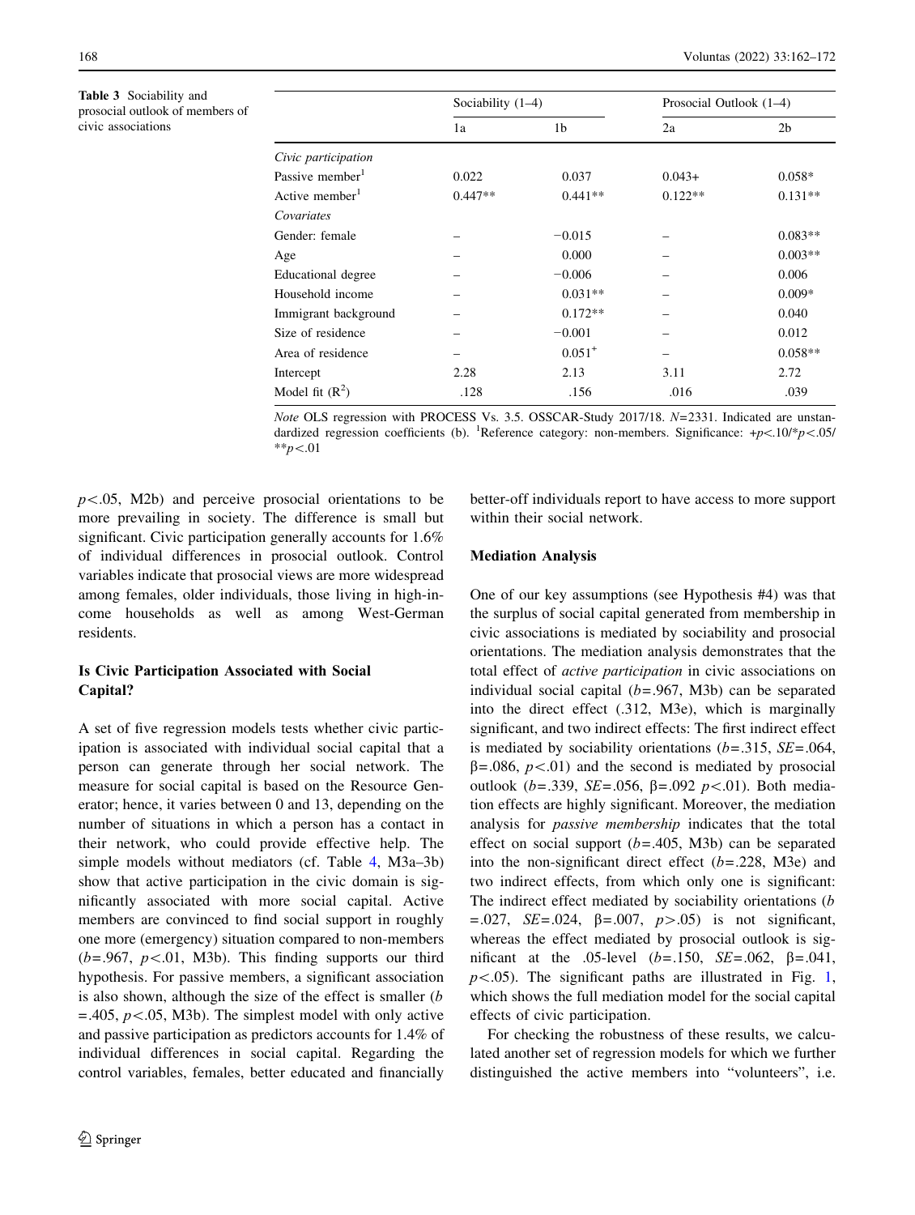**Table 3** Sociability and prosocial outlook of members of civic associations

| | Sociability (1–4) | | Prosocial Outlook (1–4) | |
|---|---|---|---|---|
| | 1a | 1b | 2a | 2b |
| *Civic participation* | | | | |
| Passive member[1] | 0.022 | 0.037 | 0.043+ | 0.058* |
| Active member[1] | 0.447** | 0.441** | 0.122** | 0.131** |
| *Covariates* | | | | |
| Gender: female | – | −0.015 | – | 0.083** |
| Age | – | 0.000 | – | 0.003** |
| Educational degree | – | −0.006 | – | 0.006 |
| Household income | – | 0.031** | – | 0.009* |
| Immigrant background | – | 0.172** | – | 0.040 |
| Size of residence | – | −0.001 | – | 0.012 |
| Area of residence | – | 0.051+ | – | 0.058** |
| Intercept | 2.28 | 2.13 | 3.11 | 2.72 |
| Model fit ($R^2$) | .128 | .156 | .016 | .039 |

*Note* OLS regression with PROCESS Vs. 3.5. OSSCAR-Study 2017/18. $N$=2331. Indicated are unstandardized regression coefficients (b). [1]Reference category: non-members. Significance: +$p$<.10/*$p$<.05/ **$p$<.01

$p$<.05, M2b) and perceive prosocial orientations to be more prevailing in society. The difference is small but significant. Civic participation generally accounts for 1.6% of individual differences in prosocial outlook. Control variables indicate that prosocial views are more widespread among females, older individuals, those living in high-income households as well as among West-German residents.

## Is Civic Participation Associated with Social Capital?

A set of five regression models tests whether civic participation is associated with individual social capital that a person can generate through her social network. The measure for social capital is based on the Resource Generator; hence, it varies between 0 and 13, depending on the number of situations in which a person has a contact in their network, who could provide effective help. The simple models without mediators (cf. Table 4, M3a–3b) show that active participation in the civic domain is significantly associated with more social capital. Active members are convinced to find social support in roughly one more (emergency) situation compared to non-members ($b$=.967, $p$<.01, M3b). This finding supports our third hypothesis. For passive members, a significant association is also shown, although the size of the effect is smaller ($b$ =.405, $p$<.05, M3b). The simplest model with only active and passive participation as predictors accounts for 1.4% of individual differences in social capital. Regarding the control variables, females, better educated and financially better-off individuals report to have access to more support within their social network.

## Mediation Analysis

One of our key assumptions (see Hypothesis #4) was that the surplus of social capital generated from membership in civic associations is mediated by sociability and prosocial orientations. The mediation analysis demonstrates that the total effect of *active participation* in civic associations on individual social capital ($b$=.967, M3b) can be separated into the direct effect (.312, M3e), which is marginally significant, and two indirect effects: The first indirect effect is mediated by sociability orientations ($b$=.315, $SE$=.064, β=.086, $p$<.01) and the second is mediated by prosocial outlook ($b$=.339, $SE$=.056, β=.092 $p$<.01). Both mediation effects are highly significant. Moreover, the mediation analysis for *passive membership* indicates that the total effect on social support ($b$=.405, M3b) can be separated into the non-significant direct effect ($b$=.228, M3e) and two indirect effects, from which only one is significant: The indirect effect mediated by sociability orientations ($b$ =.027, $SE$=.024, β=.007, $p$>.05) is not significant, whereas the effect mediated by prosocial outlook is significant at the .05-level ($b$=.150, $SE$=.062, β=.041, $p$<.05). The significant paths are illustrated in Fig. 1, which shows the full mediation model for the social capital effects of civic participation.

For checking the robustness of these results, we calculated another set of regression models for which we further distinguished the active members into "volunteers", i.e.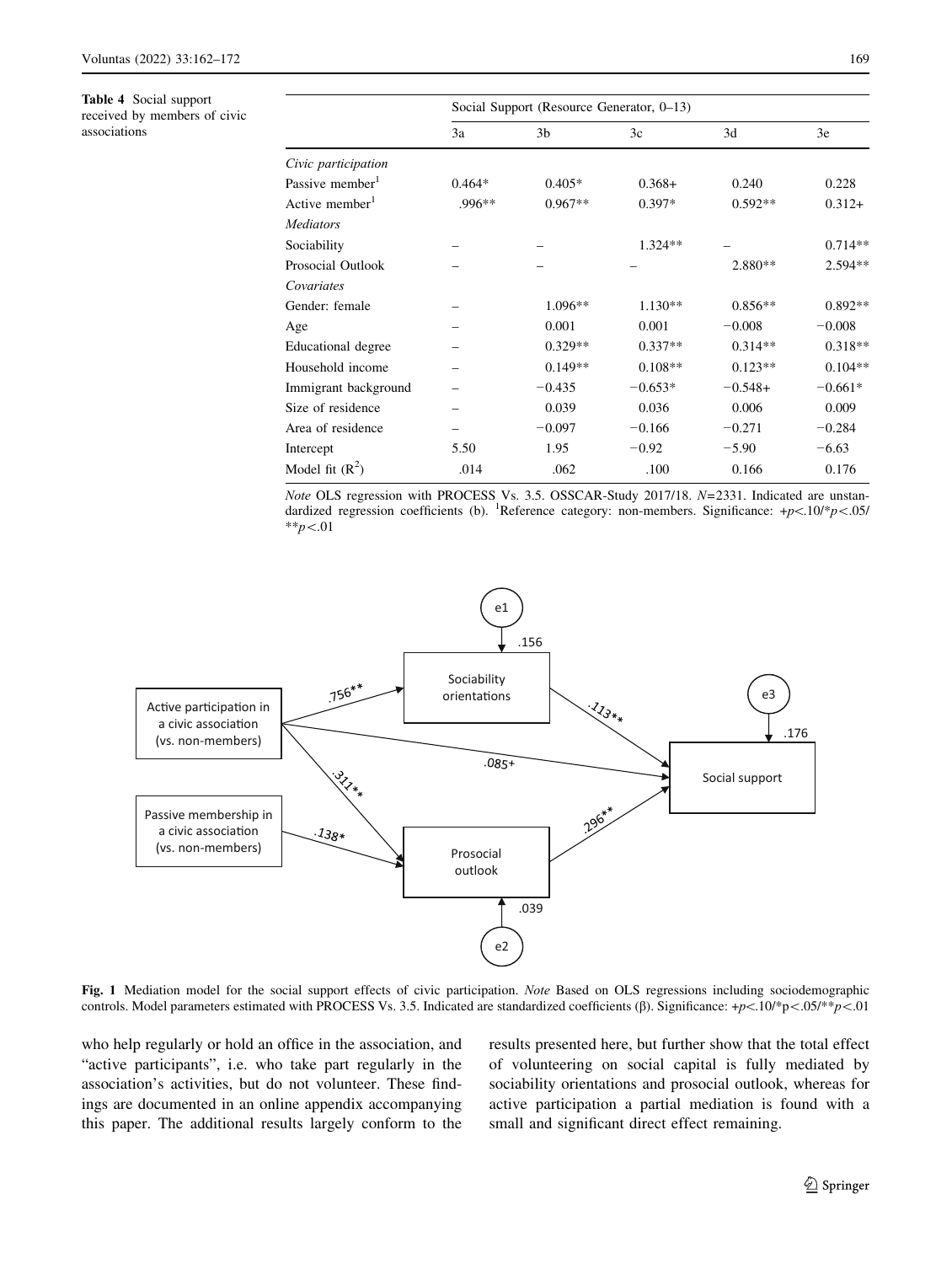**Table 4** Social support received by members of civic associations

| | Social Support (Resource Generator, 0–13) | | | | |
|---|---|---|---|---|---|
| | 3a | 3b | 3c | 3d | 3e |
| *Civic participation* | | | | | |
| Passive member[1] | 0.464* | 0.405* | 0.368+ | 0.240 | 0.228 |
| Active member[1] | .996** | 0.967** | 0.397* | 0.592** | 0.312+ |
| *Mediators* | | | | | |
| Sociability | – | – | 1.324** | – | 0.714** |
| Prosocial Outlook | – | – | – | 2.880** | 2.594** |
| *Covariates* | | | | | |
| Gender: female | – | 1.096** | 1.130** | 0.856** | 0.892** |
| Age | – | 0.001 | 0.001 | −0.008 | −0.008 |
| Educational degree | – | 0.329** | 0.337** | 0.314** | 0.318** |
| Household income | – | 0.149** | 0.108** | 0.123** | 0.104** |
| Immigrant background | – | −0.435 | −0.653* | −0.548+ | −0.661* |
| Size of residence | – | 0.039 | 0.036 | 0.006 | 0.009 |
| Area of residence | – | −0.097 | −0.166 | −0.271 | −0.284 |
| Intercept | 5.50 | 1.95 | −0.92 | −5.90 | −6.63 |
| Model fit ($R^2$) | .014 | .062 | .100 | 0.166 | 0.176 |

*Note* OLS regression with PROCESS Vs. 3.5. OSSCAR-Study 2017/18. $N=2331$. Indicated are unstandardized regression coefficients (b). [1]Reference category: non-members. Significance: $+p<.10$/$*p<.05$/$**p<.01$

**Fig. 1** Mediation model for the social support effects of civic participation. *Note* Based on OLS regressions including sociodemographic controls. Model parameters estimated with PROCESS Vs. 3.5. Indicated are standardized coefficients (β). Significance: $+p<.10$/$*p<.05$/$**p<.01$

who help regularly or hold an office in the association, and "active participants", i.e. who take part regularly in the association's activities, but do not volunteer. These findings are documented in an online appendix accompanying this paper. The additional results largely conform to the results presented here, but further show that the total effect of volunteering on social capital is fully mediated by sociability orientations and prosocial outlook, whereas for active participation a partial mediation is found with a small and significant direct effect remaining.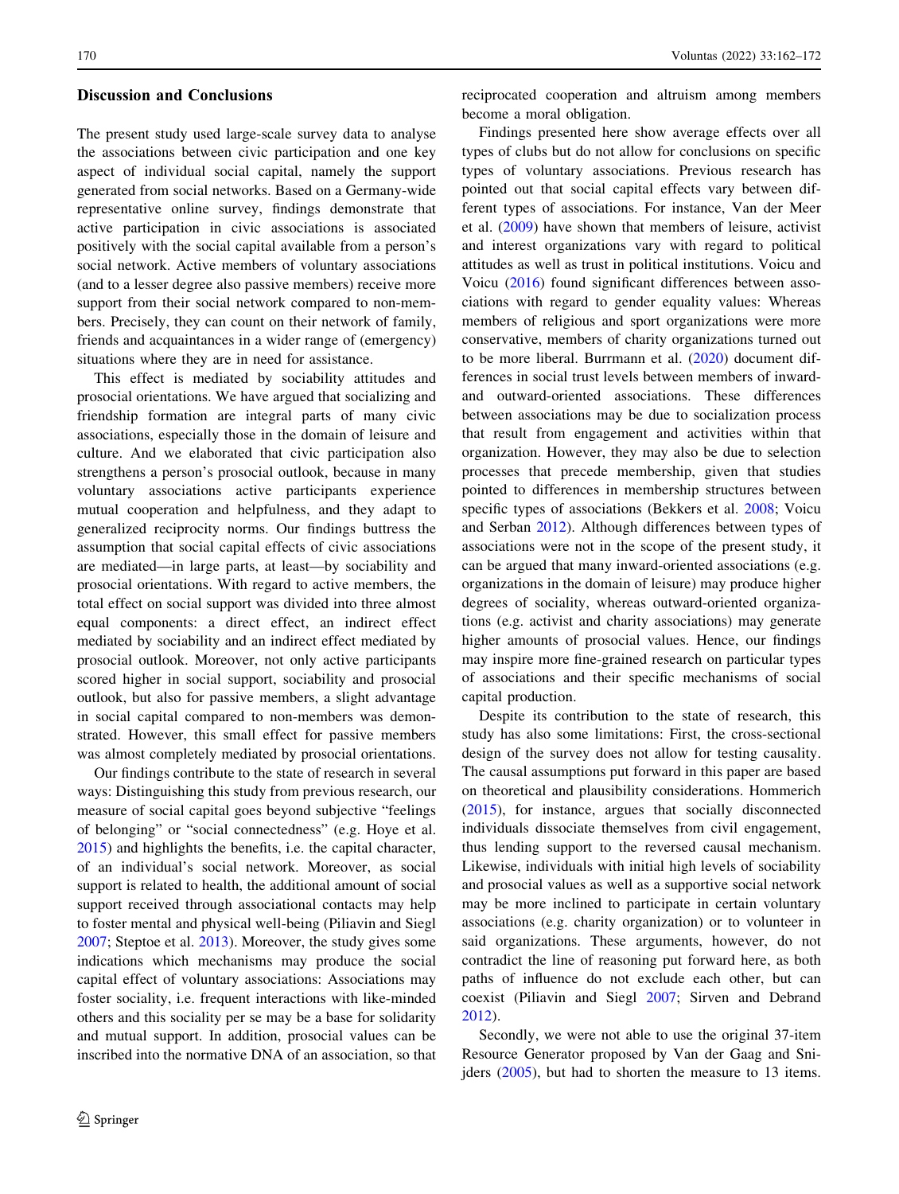## Discussion and Conclusions

The present study used large-scale survey data to analyse the associations between civic participation and one key aspect of individual social capital, namely the support generated from social networks. Based on a Germany-wide representative online survey, findings demonstrate that active participation in civic associations is associated positively with the social capital available from a person's social network. Active members of voluntary associations (and to a lesser degree also passive members) receive more support from their social network compared to non-members. Precisely, they can count on their network of family, friends and acquaintances in a wider range of (emergency) situations where they are in need for assistance.

This effect is mediated by sociability attitudes and prosocial orientations. We have argued that socializing and friendship formation are integral parts of many civic associations, especially those in the domain of leisure and culture. And we elaborated that civic participation also strengthens a person's prosocial outlook, because in many voluntary associations active participants experience mutual cooperation and helpfulness, and they adapt to generalized reciprocity norms. Our findings buttress the assumption that social capital effects of civic associations are mediated—in large parts, at least—by sociability and prosocial orientations. With regard to active members, the total effect on social support was divided into three almost equal components: a direct effect, an indirect effect mediated by sociability and an indirect effect mediated by prosocial outlook. Moreover, not only active participants scored higher in social support, sociability and prosocial outlook, but also for passive members, a slight advantage in social capital compared to non-members was demonstrated. However, this small effect for passive members was almost completely mediated by prosocial orientations.

Our findings contribute to the state of research in several ways: Distinguishing this study from previous research, our measure of social capital goes beyond subjective "feelings of belonging" or "social connectedness" (e.g. Hoye et al. 2015) and highlights the benefits, i.e. the capital character, of an individual's social network. Moreover, as social support is related to health, the additional amount of social support received through associational contacts may help to foster mental and physical well-being (Piliavin and Siegl 2007; Steptoe et al. 2013). Moreover, the study gives some indications which mechanisms may produce the social capital effect of voluntary associations: Associations may foster sociality, i.e. frequent interactions with like-minded others and this sociality per se may be a base for solidarity and mutual support. In addition, prosocial values can be inscribed into the normative DNA of an association, so that reciprocated cooperation and altruism among members become a moral obligation.

Findings presented here show average effects over all types of clubs but do not allow for conclusions on specific types of voluntary associations. Previous research has pointed out that social capital effects vary between different types of associations. For instance, Van der Meer et al. (2009) have shown that members of leisure, activist and interest organizations vary with regard to political attitudes as well as trust in political institutions. Voicu and Voicu (2016) found significant differences between associations with regard to gender equality values: Whereas members of religious and sport organizations were more conservative, members of charity organizations turned out to be more liberal. Burrmann et al. (2020) document differences in social trust levels between members of inward- and outward-oriented associations. These differences between associations may be due to socialization process that result from engagement and activities within that organization. However, they may also be due to selection processes that precede membership, given that studies pointed to differences in membership structures between specific types of associations (Bekkers et al. 2008; Voicu and Serban 2012). Although differences between types of associations were not in the scope of the present study, it can be argued that many inward-oriented associations (e.g. organizations in the domain of leisure) may produce higher degrees of sociality, whereas outward-oriented organizations (e.g. activist and charity associations) may generate higher amounts of prosocial values. Hence, our findings may inspire more fine-grained research on particular types of associations and their specific mechanisms of social capital production.

Despite its contribution to the state of research, this study has also some limitations: First, the cross-sectional design of the survey does not allow for testing causality. The causal assumptions put forward in this paper are based on theoretical and plausibility considerations. Hommerich (2015), for instance, argues that socially disconnected individuals dissociate themselves from civil engagement, thus lending support to the reversed causal mechanism. Likewise, individuals with initial high levels of sociability and prosocial values as well as a supportive social network may be more inclined to participate in certain voluntary associations (e.g. charity organization) or to volunteer in said organizations. These arguments, however, do not contradict the line of reasoning put forward here, as both paths of influence do not exclude each other, but can coexist (Piliavin and Siegl 2007; Sirven and Debrand 2012).

Secondly, we were not able to use the original 37-item Resource Generator proposed by Van der Gaag and Snijders (2005), but had to shorten the measure to 13 items.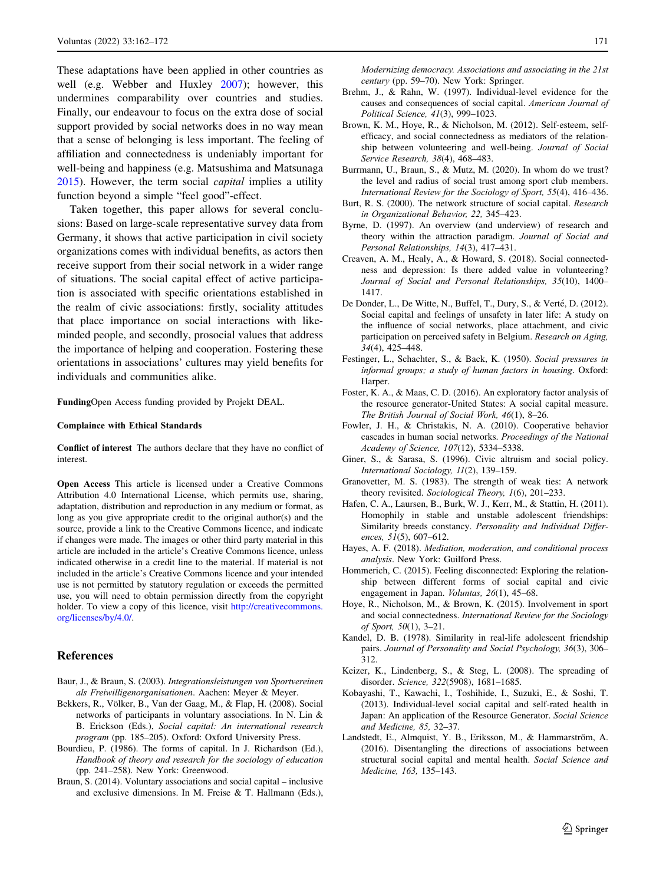These adaptations have been applied in other countries as well (e.g. Webber and Huxley 2007); however, this undermines comparability over countries and studies. Finally, our endeavour to focus on the extra dose of social support provided by social networks does in no way mean that a sense of belonging is less important. The feeling of affiliation and connectedness is undeniably important for well-being and happiness (e.g. Matsushima and Matsunaga 2015). However, the term social *capital* implies a utility function beyond a simple "feel good"-effect.

Taken together, this paper allows for several conclusions: Based on large-scale representative survey data from Germany, it shows that active participation in civil society organizations comes with individual benefits, as actors then receive support from their social network in a wider range of situations. The social capital effect of active participation is associated with specific orientations established in the realm of civic associations: firstly, sociality attitudes that place importance on social interactions with like-minded people, and secondly, prosocial values that address the importance of helping and cooperation. Fostering these orientations in associations' cultures may yield benefits for individuals and communities alike.

**Funding**Open Access funding provided by Projekt DEAL.

**Complaince with Ethical Standards**

**Conflict of interest** The authors declare that they have no conflict of interest.

**Open Access** This article is licensed under a Creative Commons Attribution 4.0 International License, which permits use, sharing, adaptation, distribution and reproduction in any medium or format, as long as you give appropriate credit to the original author(s) and the source, provide a link to the Creative Commons licence, and indicate if changes were made. The images or other third party material in this article are included in the article's Creative Commons licence, unless indicated otherwise in a credit line to the material. If material is not included in the article's Creative Commons licence and your intended use is not permitted by statutory regulation or exceeds the permitted use, you will need to obtain permission directly from the copyright holder. To view a copy of this licence, visit http://creativecommons.org/licenses/by/4.0/.

## References

Baur, J., & Braun, S. (2003). *Integrationsleistungen von Sportvereinen als Freiwilligenorganisationen*. Aachen: Meyer & Meyer.

Bekkers, R., Völker, B., Van der Gaag, M., & Flap, H. (2008). Social networks of participants in voluntary associations. In N. Lin & B. Erickson (Eds.), *Social capital: An international research program* (pp. 185–205). Oxford: Oxford University Press.

Bourdieu, P. (1986). The forms of capital. In J. Richardson (Ed.), *Handbook of theory and research for the sociology of education* (pp. 241–258). New York: Greenwood.

Braun, S. (2014). Voluntary associations and social capital – inclusive and exclusive dimensions. In M. Freise & T. Hallmann (Eds.), *Modernizing democracy. Associations and associating in the 21st century* (pp. 59–70). New York: Springer.

Brehm, J., & Rahn, W. (1997). Individual-level evidence for the causes and consequences of social capital. *American Journal of Political Science, 41*(3), 999–1023.

Brown, K. M., Hoye, R., & Nicholson, M. (2012). Self-esteem, self-efficacy, and social connectedness as mediators of the relationship between volunteering and well-being. *Journal of Social Service Research, 38*(4), 468–483.

Burrmann, U., Braun, S., & Mutz, M. (2020). In whom do we trust? the level and radius of social trust among sport club members. *International Review for the Sociology of Sport, 55*(4), 416–436.

Burt, R. S. (2000). The network structure of social capital. *Research in Organizational Behavior, 22,* 345–423.

Byrne, D. (1997). An overview (and underview) of research and theory within the attraction paradigm. *Journal of Social and Personal Relationships, 14*(3), 417–431.

Creaven, A. M., Healy, A., & Howard, S. (2018). Social connectedness and depression: Is there added value in volunteering? *Journal of Social and Personal Relationships, 35*(10), 1400–1417.

De Donder, L., De Witte, N., Buffel, T., Dury, S., & Verté, D. (2012). Social capital and feelings of unsafety in later life: A study on the influence of social networks, place attachment, and civic participation on perceived safety in Belgium. *Research on Aging, 34*(4), 425–448.

Festinger, L., Schachter, S., & Back, K. (1950). *Social pressures in informal groups; a study of human factors in housing*. Oxford: Harper.

Foster, K. A., & Maas, C. D. (2016). An exploratory factor analysis of the resource generator-United States: A social capital measure. *The British Journal of Social Work, 46*(1), 8–26.

Fowler, J. H., & Christakis, N. A. (2010). Cooperative behavior cascades in human social networks. *Proceedings of the National Academy of Science, 107*(12), 5334–5338.

Giner, S., & Sarasa, S. (1996). Civic altruism and social policy. *International Sociology, 11*(2), 139–159.

Granovetter, M. S. (1983). The strength of weak ties: A network theory revisited. *Sociological Theory, 1*(6), 201–233.

Hafen, C. A., Laursen, B., Burk, W. J., Kerr, M., & Stattin, H. (2011). Homophily in stable and unstable adolescent friendships: Similarity breeds constancy. *Personality and Individual Differences, 51*(5), 607–612.

Hayes, A. F. (2018). *Mediation, moderation, and conditional process analysis*. New York: Guilford Press.

Hommerich, C. (2015). Feeling disconnected: Exploring the relationship between different forms of social capital and civic engagement in Japan. *Voluntas, 26*(1), 45–68.

Hoye, R., Nicholson, M., & Brown, K. (2015). Involvement in sport and social connectedness. *International Review for the Sociology of Sport, 50*(1), 3–21.

Kandel, D. B. (1978). Similarity in real-life adolescent friendship pairs. *Journal of Personality and Social Psychology, 36*(3), 306–312.

Keizer, K., Lindenberg, S., & Steg, L. (2008). The spreading of disorder. *Science, 322*(5908), 1681–1685.

Kobayashi, T., Kawachi, I., Toshihide, I., Suzuki, E., & Soshi, T. (2013). Individual-level social capital and self-rated health in Japan: An application of the Resource Generator. *Social Science and Medicine, 85,* 32–37.

Landstedt, E., Almquist, Y. B., Eriksson, M., & Hammarström, A. (2016). Disentangling the directions of associations between structural social capital and mental health. *Social Science and Medicine, 163,* 135–143.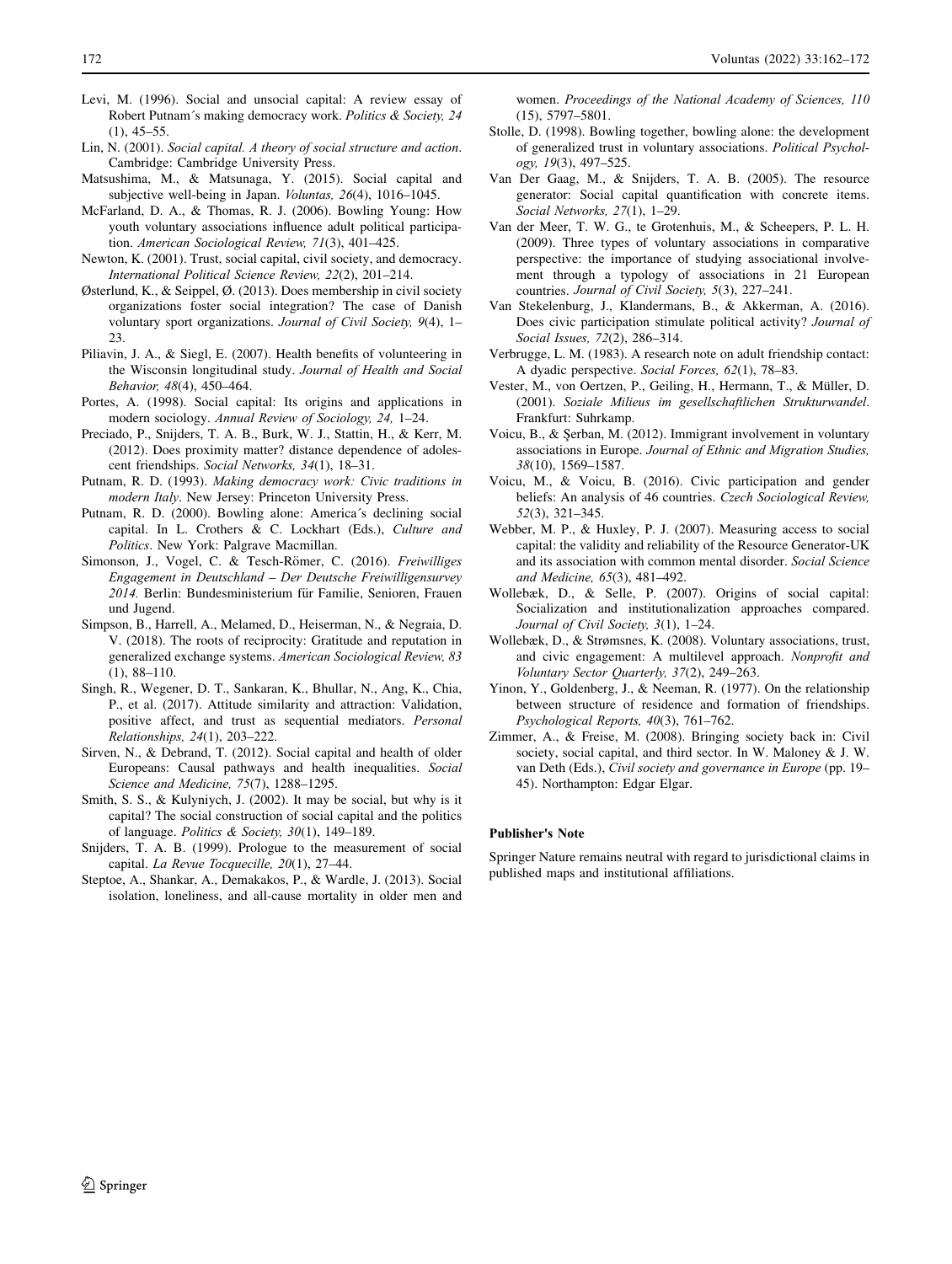Levi, M. (1996). Social and unsocial capital: A review essay of Robert Putnam´s making democracy work. *Politics & Society, 24*(1), 45–55.

Lin, N. (2001). *Social capital. A theory of social structure and action*. Cambridge: Cambridge University Press.

Matsushima, M., & Matsunaga, Y. (2015). Social capital and subjective well-being in Japan. *Voluntas, 26*(4), 1016–1045.

McFarland, D. A., & Thomas, R. J. (2006). Bowling Young: How youth voluntary associations influence adult political participation. *American Sociological Review, 71*(3), 401–425.

Newton, K. (2001). Trust, social capital, civil society, and democracy. *International Political Science Review, 22*(2), 201–214.

Østerlund, K., & Seippel, Ø. (2013). Does membership in civil society organizations foster social integration? The case of Danish voluntary sport organizations. *Journal of Civil Society, 9*(4), 1–23.

Piliavin, J. A., & Siegl, E. (2007). Health benefits of volunteering in the Wisconsin longitudinal study. *Journal of Health and Social Behavior, 48*(4), 450–464.

Portes, A. (1998). Social capital: Its origins and applications in modern sociology. *Annual Review of Sociology, 24*, 1–24.

Preciado, P., Snijders, T. A. B., Burk, W. J., Stattin, H., & Kerr, M. (2012). Does proximity matter? distance dependence of adolescent friendships. *Social Networks, 34*(1), 18–31.

Putnam, R. D. (1993). *Making democracy work: Civic traditions in modern Italy*. New Jersey: Princeton University Press.

Putnam, R. D. (2000). Bowling alone: America´s declining social capital. In L. Crothers & C. Lockhart (Eds.), *Culture and Politics*. New York: Palgrave Macmillan.

Simonson, J., Vogel, C. & Tesch-Römer, C. (2016). *Freiwilliges Engagement in Deutschland – Der Deutsche Freiwilligensurvey 2014.* Berlin: Bundesministerium für Familie, Senioren, Frauen und Jugend.

Simpson, B., Harrell, A., Melamed, D., Heiserman, N., & Negraia, D. V. (2018). The roots of reciprocity: Gratitude and reputation in generalized exchange systems. *American Sociological Review, 83*(1), 88–110.

Singh, R., Wegener, D. T., Sankaran, K., Bhullar, N., Ang, K., Chia, P., et al. (2017). Attitude similarity and attraction: Validation, positive affect, and trust as sequential mediators. *Personal Relationships, 24*(1), 203–222.

Sirven, N., & Debrand, T. (2012). Social capital and health of older Europeans: Causal pathways and health inequalities. *Social Science and Medicine, 75*(7), 1288–1295.

Smith, S. S., & Kulyniych, J. (2002). It may be social, but why is it capital? The social construction of social capital and the politics of language. *Politics & Society, 30*(1), 149–189.

Snijders, T. A. B. (1999). Prologue to the measurement of social capital. *La Revue Tocquecille, 20*(1), 27–44.

Steptoe, A., Shankar, A., Demakakos, P., & Wardle, J. (2013). Social isolation, loneliness, and all-cause mortality in older men and women. *Proceedings of the National Academy of Sciences, 110*(15), 5797–5801.

Stolle, D. (1998). Bowling together, bowling alone: the development of generalized trust in voluntary associations. *Political Psychology, 19*(3), 497–525.

Van Der Gaag, M., & Snijders, T. A. B. (2005). The resource generator: Social capital quantification with concrete items. *Social Networks, 27*(1), 1–29.

Van der Meer, T. W. G., te Grotenhuis, M., & Scheepers, P. L. H. (2009). Three types of voluntary associations in comparative perspective: the importance of studying associational involvement through a typology of associations in 21 European countries. *Journal of Civil Society, 5*(3), 227–241.

Van Stekelenburg, J., Klandermans, B., & Akkerman, A. (2016). Does civic participation stimulate political activity? *Journal of Social Issues, 72*(2), 286–314.

Verbrugge, L. M. (1983). A research note on adult friendship contact: A dyadic perspective. *Social Forces, 62*(1), 78–83.

Vester, M., von Oertzen, P., Geiling, H., Hermann, T., & Müller, D. (2001). *Soziale Milieus im gesellschaftlichen Strukturwandel*. Frankfurt: Suhrkamp.

Voicu, B., & Şerban, M. (2012). Immigrant involvement in voluntary associations in Europe. *Journal of Ethnic and Migration Studies, 38*(10), 1569–1587.

Voicu, M., & Voicu, B. (2016). Civic participation and gender beliefs: An analysis of 46 countries. *Czech Sociological Review, 52*(3), 321–345.

Webber, M. P., & Huxley, P. J. (2007). Measuring access to social capital: the validity and reliability of the Resource Generator-UK and its association with common mental disorder. *Social Science and Medicine, 65*(3), 481–492.

Wollebæk, D., & Selle, P. (2007). Origins of social capital: Socialization and institutionalization approaches compared. *Journal of Civil Society, 3*(1), 1–24.

Wollebæk, D., & Strømsnes, K. (2008). Voluntary associations, trust, and civic engagement: A multilevel approach. *Nonprofit and Voluntary Sector Quarterly, 37*(2), 249–263.

Yinon, Y., Goldenberg, J., & Neeman, R. (1977). On the relationship between structure of residence and formation of friendships. *Psychological Reports, 40*(3), 761–762.

Zimmer, A., & Freise, M. (2008). Bringing society back in: Civil society, social capital, and third sector. In W. Maloney & J. W. van Deth (Eds.), *Civil society and governance in Europe* (pp. 19–45). Northampton: Edgar Elgar.

**Publisher's Note**

Springer Nature remains neutral with regard to jurisdictional claims in published maps and institutional affiliations.